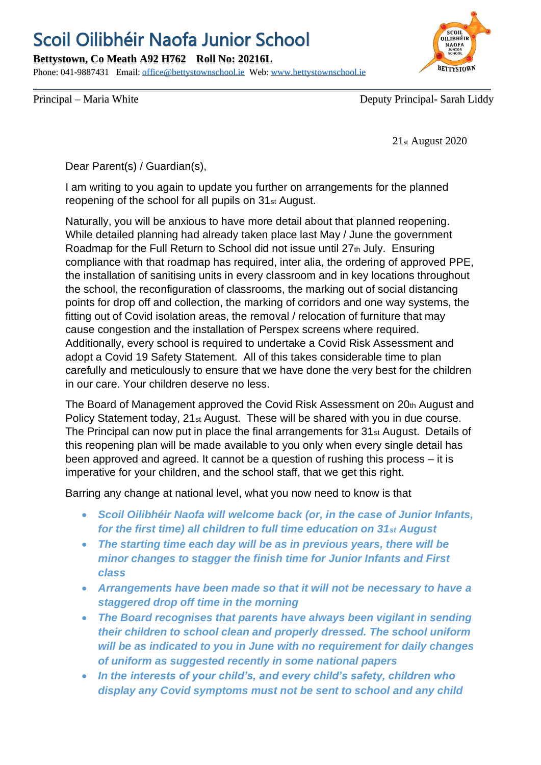# Scoil Oilibhéir Naofa Junior School

**Bettystown, Co Meath A92 H762 Roll No: 20216L**

Phone: 041-9887431 Email: office@bettystownschool.ie Web: www.bettystownschool.ie

Principal – Maria White Deputy Principal- Sarah Liddy

21st August 2020

Dear Parent(s) / Guardian(s),

I am writing to you again to update you further on arrangements for the planned reopening of the school for all pupils on 31st August.

Naturally, you will be anxious to have more detail about that planned reopening. While detailed planning had already taken place last May / June the government Roadmap for the Full Return to School did not issue until 27th July. Ensuring compliance with that roadmap has required, inter alia, the ordering of approved PPE, the installation of sanitising units in every classroom and in key locations throughout the school, the reconfiguration of classrooms, the marking out of social distancing points for drop off and collection, the marking of corridors and one way systems, the fitting out of Covid isolation areas, the removal / relocation of furniture that may cause congestion and the installation of Perspex screens where required. Additionally, every school is required to undertake a Covid Risk Assessment and adopt a Covid 19 Safety Statement. All of this takes considerable time to plan carefully and meticulously to ensure that we have done the very best for the children in our care. Your children deserve no less.

The Board of Management approved the Covid Risk Assessment on 20th August and Policy Statement today, 21st August. These will be shared with you in due course. The Principal can now put in place the final arrangements for 31st August. Details of this reopening plan will be made available to you only when every single detail has been approved and agreed. It cannot be a question of rushing this process – it is imperative for your children, and the school staff, that we get this right.

Barring any change at national level, what you now need to know is that

- ***Scoil Oilibhéir Naofa will welcome back (or, in the case of Junior Infants, for the first time) all children to full time education on 31st August***
- ***The starting time each day will be as in previous years, there will be minor changes to stagger the finish time for Junior Infants and First class***
- ***Arrangements have been made so that it will not be necessary to have a staggered drop off time in the morning***
- ***The Board recognises that parents have always been vigilant in sending their children to school clean and properly dressed. The school uniform will be as indicated to you in June with no requirement for daily changes of uniform as suggested recently in some national papers***
- ***In the interests of your child's, and every child's safety, children who display any Covid symptoms must not be sent to school and any child***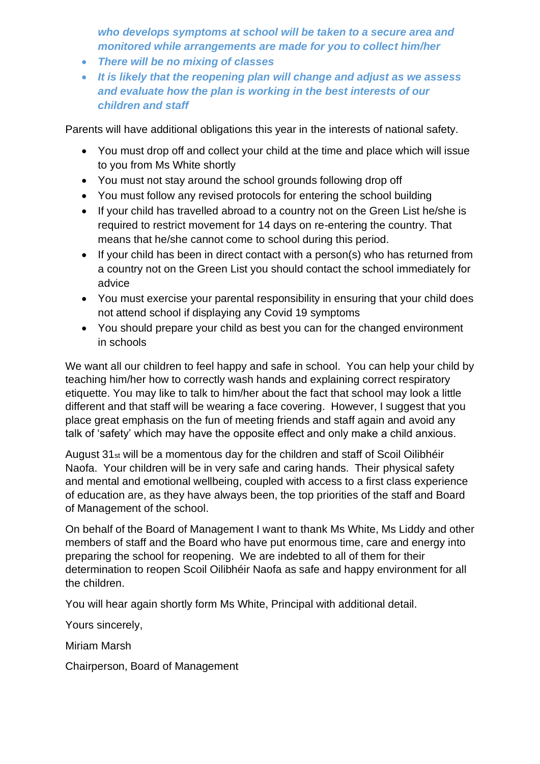***who develops symptoms at school will be taken to a secure area and monitored while arrangements are made for you to collect him/her***

- ***There will be no mixing of classes***
- ***It is likely that the reopening plan will change and adjust as we assess and evaluate how the plan is working in the best interests of our children and staff***

Parents will have additional obligations this year in the interests of national safety.

- You must drop off and collect your child at the time and place which will issue to you from Ms White shortly
- You must not stay around the school grounds following drop off
- You must follow any revised protocols for entering the school building
- If your child has travelled abroad to a country not on the Green List he/she is required to restrict movement for 14 days on re-entering the country. That means that he/she cannot come to school during this period.
- If your child has been in direct contact with a person(s) who has returned from a country not on the Green List you should contact the school immediately for advice
- You must exercise your parental responsibility in ensuring that your child does not attend school if displaying any Covid 19 symptoms
- You should prepare your child as best you can for the changed environment in schools

We want all our children to feel happy and safe in school. You can help your child by teaching him/her how to correctly wash hands and explaining correct respiratory etiquette. You may like to talk to him/her about the fact that school may look a little different and that staff will be wearing a face covering. However, I suggest that you place great emphasis on the fun of meeting friends and staff again and avoid any talk of 'safety' which may have the opposite effect and only make a child anxious.

August 31st will be a momentous day for the children and staff of Scoil Oilibhéir Naofa. Your children will be in very safe and caring hands. Their physical safety and mental and emotional wellbeing, coupled with access to a first class experience of education are, as they have always been, the top priorities of the staff and Board of Management of the school.

On behalf of the Board of Management I want to thank Ms White, Ms Liddy and other members of staff and the Board who have put enormous time, care and energy into preparing the school for reopening. We are indebted to all of them for their determination to reopen Scoil Oilibhéir Naofa as safe and happy environment for all the children.

You will hear again shortly form Ms White, Principal with additional detail.

Yours sincerely,

Miriam Marsh

Chairperson, Board of Management